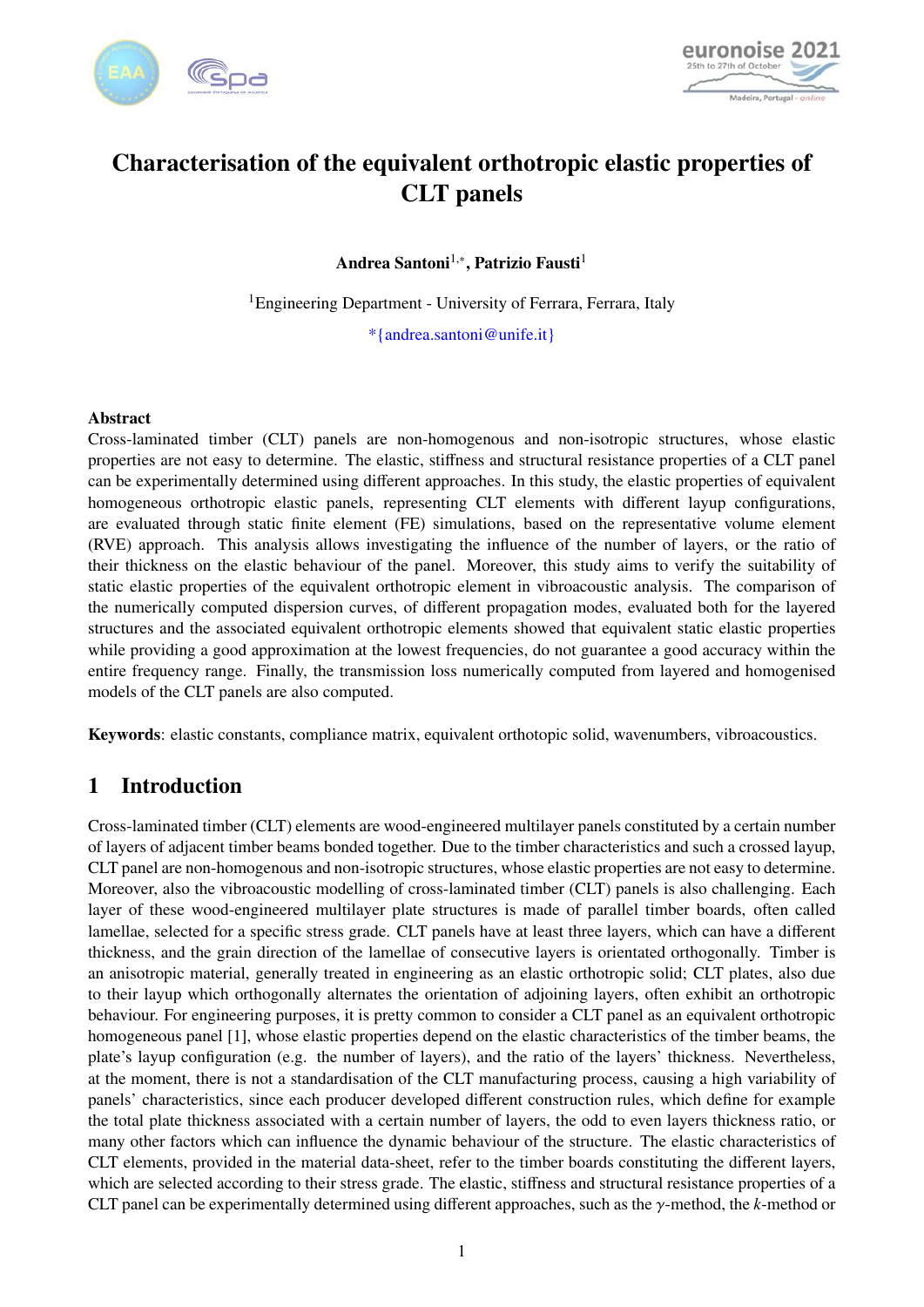# Characterisation of the equivalent orthotropic elastic properties of CLT panels

**Andrea Santoni[1,*], Patrizio Fausti[1]**

[1]Engineering Department - University of Ferrara, Ferrara, Italy

*{andrea.santoni@unife.it}

### Abstract

Cross-laminated timber (CLT) panels are non-homogenous and non-isotropic structures, whose elastic properties are not easy to determine. The elastic, stiffness and structural resistance properties of a CLT panel can be experimentally determined using different approaches. In this study, the elastic properties of equivalent homogeneous orthotropic elastic panels, representing CLT elements with different layup configurations, are evaluated through static finite element (FE) simulations, based on the representative volume element (RVE) approach. This analysis allows investigating the influence of the number of layers, or the ratio of their thickness on the elastic behaviour of the panel. Moreover, this study aims to verify the suitability of static elastic properties of the equivalent orthotropic element in vibroacoustic analysis. The comparison of the numerically computed dispersion curves, of different propagation modes, evaluated both for the layered structures and the associated equivalent orthotropic elements showed that equivalent static elastic properties while providing a good approximation at the lowest frequencies, do not guarantee a good accuracy within the entire frequency range. Finally, the transmission loss numerically computed from layered and homogenised models of the CLT panels are also computed.

**Keywords**: elastic constants, compliance matrix, equivalent orthotopic solid, wavenumbers, vibroacoustics.

## 1 Introduction

Cross-laminated timber (CLT) elements are wood-engineered multilayer panels constituted by a certain number of layers of adjacent timber beams bonded together. Due to the timber characteristics and such a crossed layup, CLT panel are non-homogenous and non-isotropic structures, whose elastic properties are not easy to determine. Moreover, also the vibroacoustic modelling of cross-laminated timber (CLT) panels is also challenging. Each layer of these wood-engineered multilayer plate structures is made of parallel timber boards, often called lamellae, selected for a specific stress grade. CLT panels have at least three layers, which can have a different thickness, and the grain direction of the lamellae of consecutive layers is orientated orthogonally. Timber is an anisotropic material, generally treated in engineering as an elastic orthotropic solid; CLT plates, also due to their layup which orthogonally alternates the orientation of adjoining layers, often exhibit an orthotropic behaviour. For engineering purposes, it is pretty common to consider a CLT panel as an equivalent orthotropic homogeneous panel [1], whose elastic properties depend on the elastic characteristics of the timber beams, the plate's layup configuration (e.g. the number of layers), and the ratio of the layers' thickness. Nevertheless, at the moment, there is not a standardisation of the CLT manufacturing process, causing a high variability of panels' characteristics, since each producer developed different construction rules, which define for example the total plate thickness associated with a certain number of layers, the odd to even layers thickness ratio, or many other factors which can influence the dynamic behaviour of the structure. The elastic characteristics of CLT elements, provided in the material data-sheet, refer to the timber boards constituting the different layers, which are selected according to their stress grade. The elastic, stiffness and structural resistance properties of a CLT panel can be experimentally determined using different approaches, such as the $\gamma$-method, the $k$-method or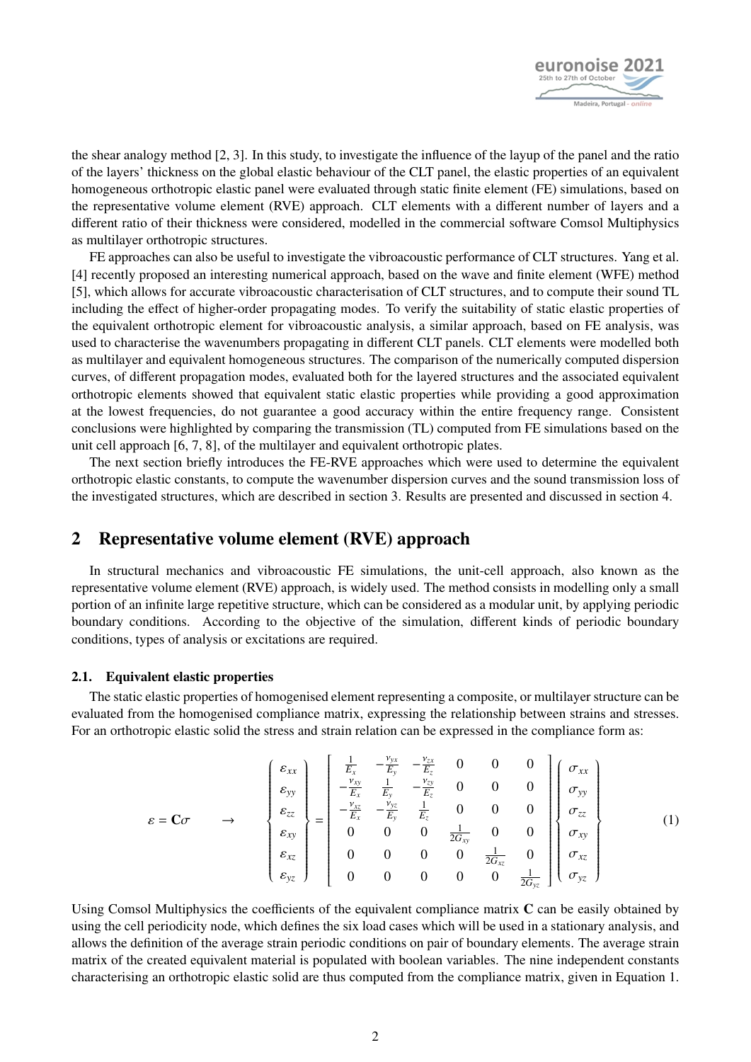the shear analogy method [2, 3]. In this study, to investigate the influence of the layup of the panel and the ratio of the layers' thickness on the global elastic behaviour of the CLT panel, the elastic properties of an equivalent homogeneous orthotropic elastic panel were evaluated through static finite element (FE) simulations, based on the representative volume element (RVE) approach. CLT elements with a different number of layers and a different ratio of their thickness were considered, modelled in the commercial software Comsol Multiphysics as multilayer orthotropic structures.

FE approaches can also be useful to investigate the vibroacoustic performance of CLT structures. Yang et al. [4] recently proposed an interesting numerical approach, based on the wave and finite element (WFE) method [5], which allows for accurate vibroacoustic characterisation of CLT structures, and to compute their sound TL including the effect of higher-order propagating modes. To verify the suitability of static elastic properties of the equivalent orthotropic element for vibroacoustic analysis, a similar approach, based on FE analysis, was used to characterise the wavenumbers propagating in different CLT panels. CLT elements were modelled both as multilayer and equivalent homogeneous structures. The comparison of the numerically computed dispersion curves, of different propagation modes, evaluated both for the layered structures and the associated equivalent orthotropic elements showed that equivalent static elastic properties while providing a good approximation at the lowest frequencies, do not guarantee a good accuracy within the entire frequency range. Consistent conclusions were highlighted by comparing the transmission (TL) computed from FE simulations based on the unit cell approach [6, 7, 8], of the multilayer and equivalent orthotropic plates.

The next section briefly introduces the FE-RVE approaches which were used to determine the equivalent orthotropic elastic constants, to compute the wavenumber dispersion curves and the sound transmission loss of the investigated structures, which are described in section 3. Results are presented and discussed in section 4.

## 2 Representative volume element (RVE) approach

In structural mechanics and vibroacoustic FE simulations, the unit-cell approach, also known as the representative volume element (RVE) approach, is widely used. The method consists in modelling only a small portion of an infinite large repetitive structure, which can be considered as a modular unit, by applying periodic boundary conditions. According to the objective of the simulation, different kinds of periodic boundary conditions, types of analysis or excitations are required.

### 2.1. Equivalent elastic properties

The static elastic properties of homogenised element representing a composite, or multilayer structure can be evaluated from the homogenised compliance matrix, expressing the relationship between strains and stresses. For an orthotropic elastic solid the stress and strain relation can be expressed in the compliance form as:

$$\varepsilon = \mathbf{C}\sigma \qquad \rightarrow \qquad \begin{Bmatrix} \varepsilon_{xx} \\ \varepsilon_{yy} \\ \varepsilon_{zz} \\ \varepsilon_{xy} \\ \varepsilon_{xz} \\ \varepsilon_{yz} \end{Bmatrix} = \begin{bmatrix} \frac{1}{E_x} & -\frac{\nu_{yx}}{E_y} & -\frac{\nu_{zx}}{E_z} & 0 & 0 & 0 \\ -\frac{\nu_{xy}}{E_x} & \frac{1}{E_y} & -\frac{\nu_{zy}}{E_z} & 0 & 0 & 0 \\ -\frac{\nu_{xz}}{E_x} & -\frac{\nu_{yz}}{E_y} & \frac{1}{E_z} & 0 & 0 & 0 \\ 0 & 0 & 0 & \frac{1}{2G_{xy}} & 0 & 0 \\ 0 & 0 & 0 & 0 & \frac{1}{2G_{xz}} & 0 \\ 0 & 0 & 0 & 0 & 0 & \frac{1}{2G_{yz}} \end{bmatrix} \begin{Bmatrix} \sigma_{xx} \\ \sigma_{yy} \\ \sigma_{zz} \\ \sigma_{xy} \\ \sigma_{xz} \\ \sigma_{yz} \end{Bmatrix} \tag{1}$$

Using Comsol Multiphysics the coefficients of the equivalent compliance matrix **C** can be easily obtained by using the cell periodicity node, which defines the six load cases which will be used in a stationary analysis, and allows the definition of the average strain periodic conditions on pair of boundary elements. The average strain matrix of the created equivalent material is populated with boolean variables. The nine independent constants characterising an orthotropic elastic solid are thus computed from the compliance matrix, given in Equation 1.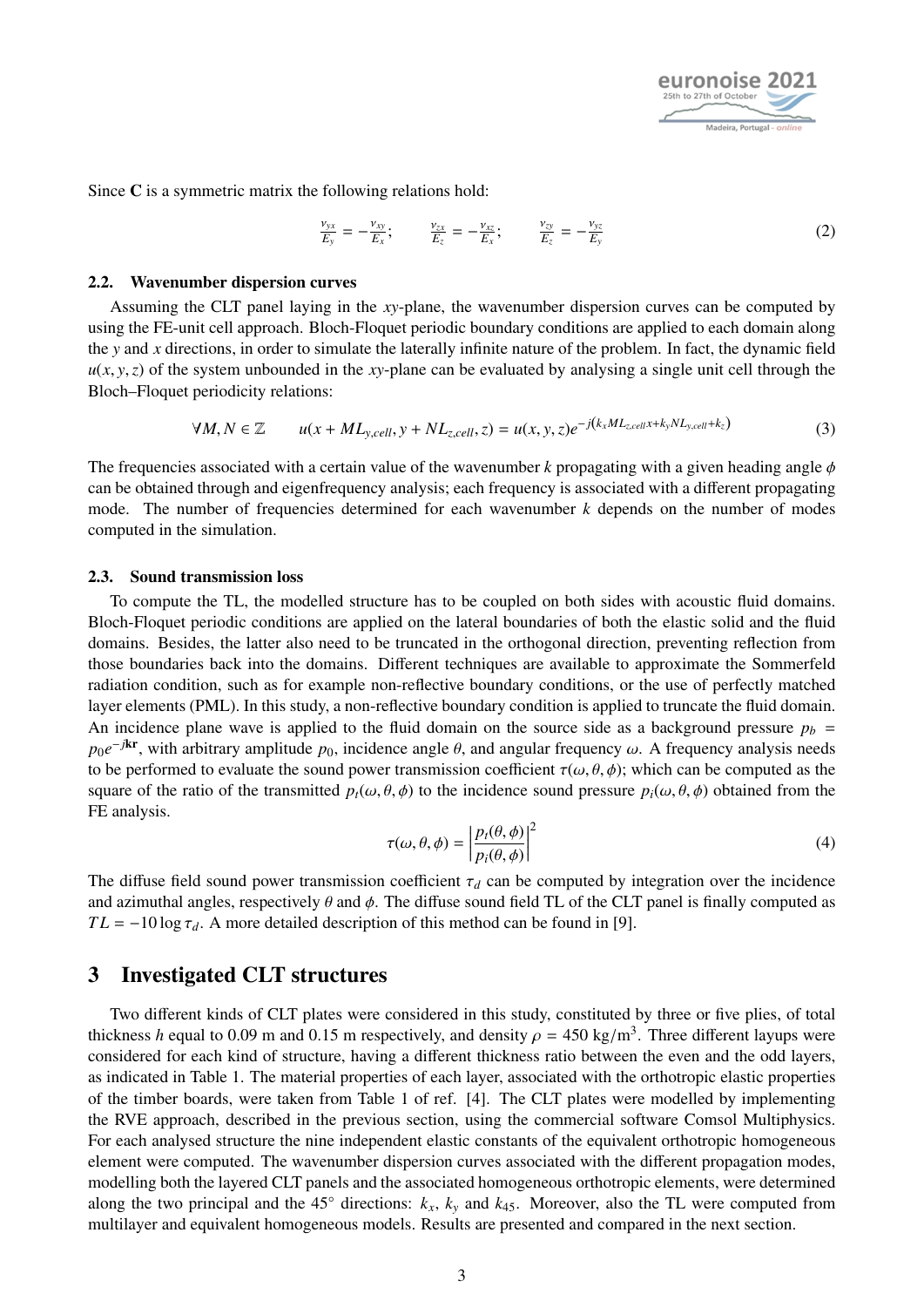Since $\mathbf{C}$ is a symmetric matrix the following relations hold:

$$\frac{\nu_{yx}}{E_y} = -\frac{\nu_{xy}}{E_x}; \qquad \frac{\nu_{zx}}{E_z} = -\frac{\nu_{xz}}{E_x}; \qquad \frac{\nu_{zy}}{E_z} = -\frac{\nu_{yz}}{E_y} \tag{2}$$

### 2.2. Wavenumber dispersion curves

Assuming the CLT panel laying in the $xy$-plane, the wavenumber dispersion curves can be computed by using the FE-unit cell approach. Bloch-Floquet periodic boundary conditions are applied to each domain along the $y$ and $x$ directions, in order to simulate the laterally infinite nature of the problem. In fact, the dynamic field $u(x, y, z)$ of the system unbounded in the $xy$-plane can be evaluated by analysing a single unit cell through the Bloch–Floquet periodicity relations:

$$\forall M, N \in \mathbb{Z} \qquad u(x + ML_{y,cell}, y + NL_{z,cell}, z) = u(x, y, z)e^{-j(k_x ML_{z,cell}x + k_y NL_{y,cell} + k_z)} \tag{3}$$

The frequencies associated with a certain value of the wavenumber $k$ propagating with a given heading angle $\phi$ can be obtained through and eigenfrequency analysis; each frequency is associated with a different propagating mode. The number of frequencies determined for each wavenumber $k$ depends on the number of modes computed in the simulation.

### 2.3. Sound transmission loss

To compute the TL, the modelled structure has to be coupled on both sides with acoustic fluid domains. Bloch-Floquet periodic conditions are applied on the lateral boundaries of both the elastic solid and the fluid domains. Besides, the latter also need to be truncated in the orthogonal direction, preventing reflection from those boundaries back into the domains. Different techniques are available to approximate the Sommerfeld radiation condition, such as for example non-reflective boundary conditions, or the use of perfectly matched layer elements (PML). In this study, a non-reflective boundary condition is applied to truncate the fluid domain. An incidence plane wave is applied to the fluid domain on the source side as a background pressure $p_b = p_0 e^{-j\mathbf{kr}}$, with arbitrary amplitude $p_0$, incidence angle $\theta$, and angular frequency $\omega$. A frequency analysis needs to be performed to evaluate the sound power transmission coefficient $\tau(\omega, \theta, \phi)$; which can be computed as the square of the ratio of the transmitted $p_t(\omega, \theta, \phi)$ to the incidence sound pressure $p_i(\omega, \theta, \phi)$ obtained from the FE analysis.

$$\tau(\omega, \theta, \phi) = \left|\frac{p_t(\theta, \phi)}{p_i(\theta, \phi)}\right|^2 \tag{4}$$

The diffuse field sound power transmission coefficient $\tau_d$ can be computed by integration over the incidence and azimuthal angles, respectively $\theta$ and $\phi$. The diffuse sound field TL of the CLT panel is finally computed as $TL = -10 \log \tau_d$. A more detailed description of this method can be found in [9].

## 3 Investigated CLT structures

Two different kinds of CLT plates were considered in this study, constituted by three or five plies, of total thickness $h$ equal to 0.09 m and 0.15 m respectively, and density $\rho = 450$ kg/m$^3$. Three different layups were considered for each kind of structure, having a different thickness ratio between the even and the odd layers, as indicated in Table 1. The material properties of each layer, associated with the orthotropic elastic properties of the timber boards, were taken from Table 1 of ref. [4]. The CLT plates were modelled by implementing the RVE approach, described in the previous section, using the commercial software Comsol Multiphysics. For each analysed structure the nine independent elastic constants of the equivalent orthotropic homogeneous element were computed. The wavenumber dispersion curves associated with the different propagation modes, modelling both the layered CLT panels and the associated homogeneous orthotropic elements, were determined along the two principal and the 45° directions: $k_x$, $k_y$ and $k_{45}$. Moreover, also the TL were computed from multilayer and equivalent homogeneous models. Results are presented and compared in the next section.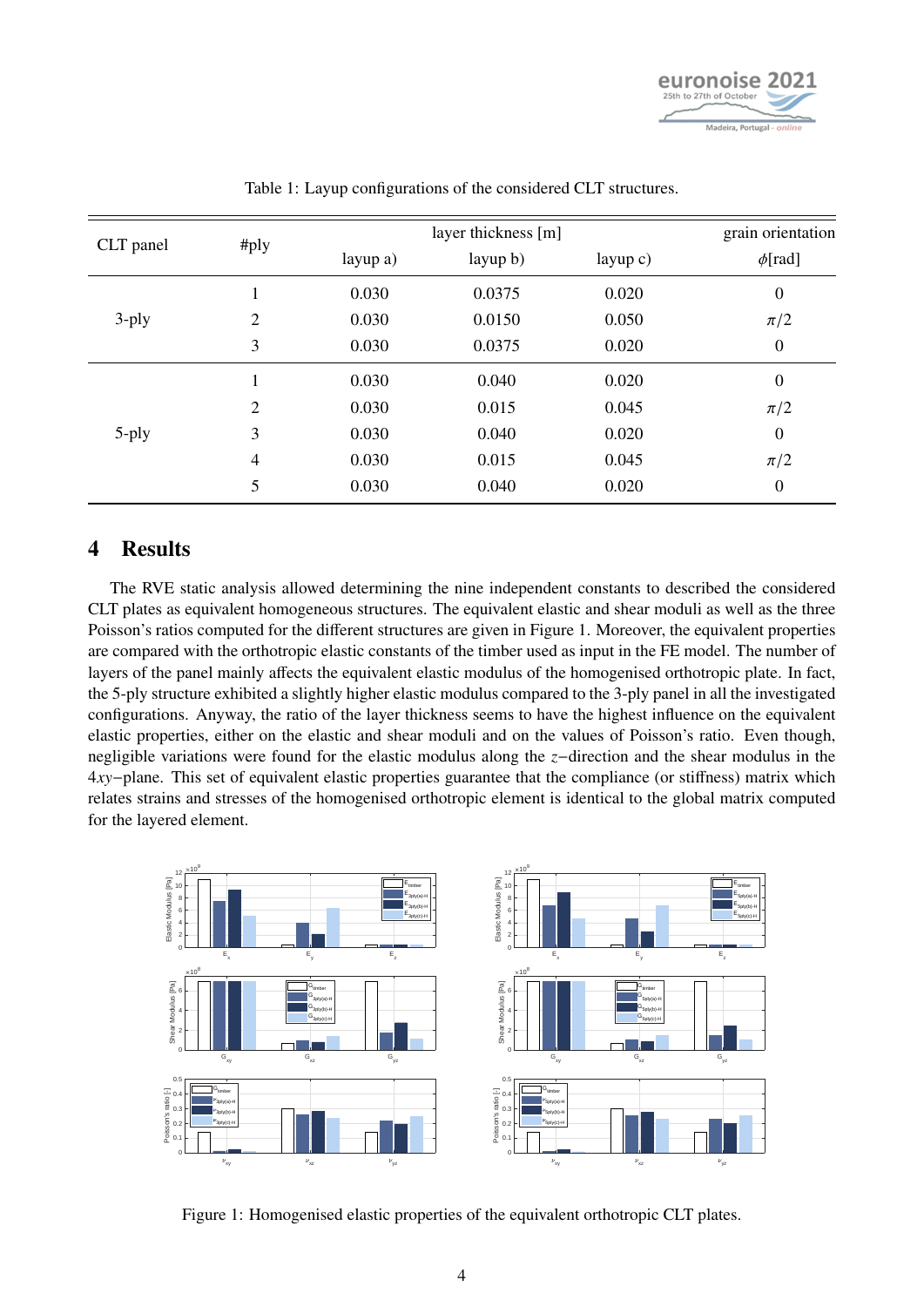Table 1: Layup configurations of the considered CLT structures.

| CLT panel | #ply | layer thickness [m] | | | grain orientation |
|---|---|---|---|---|---|
| | | layup a) | layup b) | layup c) | $\phi$[rad] |
| 3-ply | 1 | 0.030 | 0.0375 | 0.020 | 0 |
| | 2 | 0.030 | 0.0150 | 0.050 | $\pi/2$ |
| | 3 | 0.030 | 0.0375 | 0.020 | 0 |
| 5-ply | 1 | 0.030 | 0.040 | 0.020 | 0 |
| | 2 | 0.030 | 0.015 | 0.045 | $\pi/2$ |
| | 3 | 0.030 | 0.040 | 0.020 | 0 |
| | 4 | 0.030 | 0.015 | 0.045 | $\pi/2$ |
| | 5 | 0.030 | 0.040 | 0.020 | 0 |

# 4 Results

The RVE static analysis allowed determining the nine independent constants to described the considered CLT plates as equivalent homogeneous structures. The equivalent elastic and shear moduli as well as the three Poisson's ratios computed for the different structures are given in Figure 1. Moreover, the equivalent properties are compared with the orthotropic elastic constants of the timber used as input in the FE model. The number of layers of the panel mainly affects the equivalent elastic modulus of the homogenised orthotropic plate. In fact, the 5-ply structure exhibited a slightly higher elastic modulus compared to the 3-ply panel in all the investigated configurations. Anyway, the ratio of the layer thickness seems to have the highest influence on the equivalent elastic properties, either on the elastic and shear moduli and on the values of Poisson's ratio. Even though, negligible variations were found for the elastic modulus along the $z-$direction and the shear modulus in the $4xy-$plane. This set of equivalent elastic properties guarantee that the compliance (or stiffness) matrix which relates strains and stresses of the homogenised orthotropic element is identical to the global matrix computed for the layered element.

Figure 1: Homogenised elastic properties of the equivalent orthotropic CLT plates.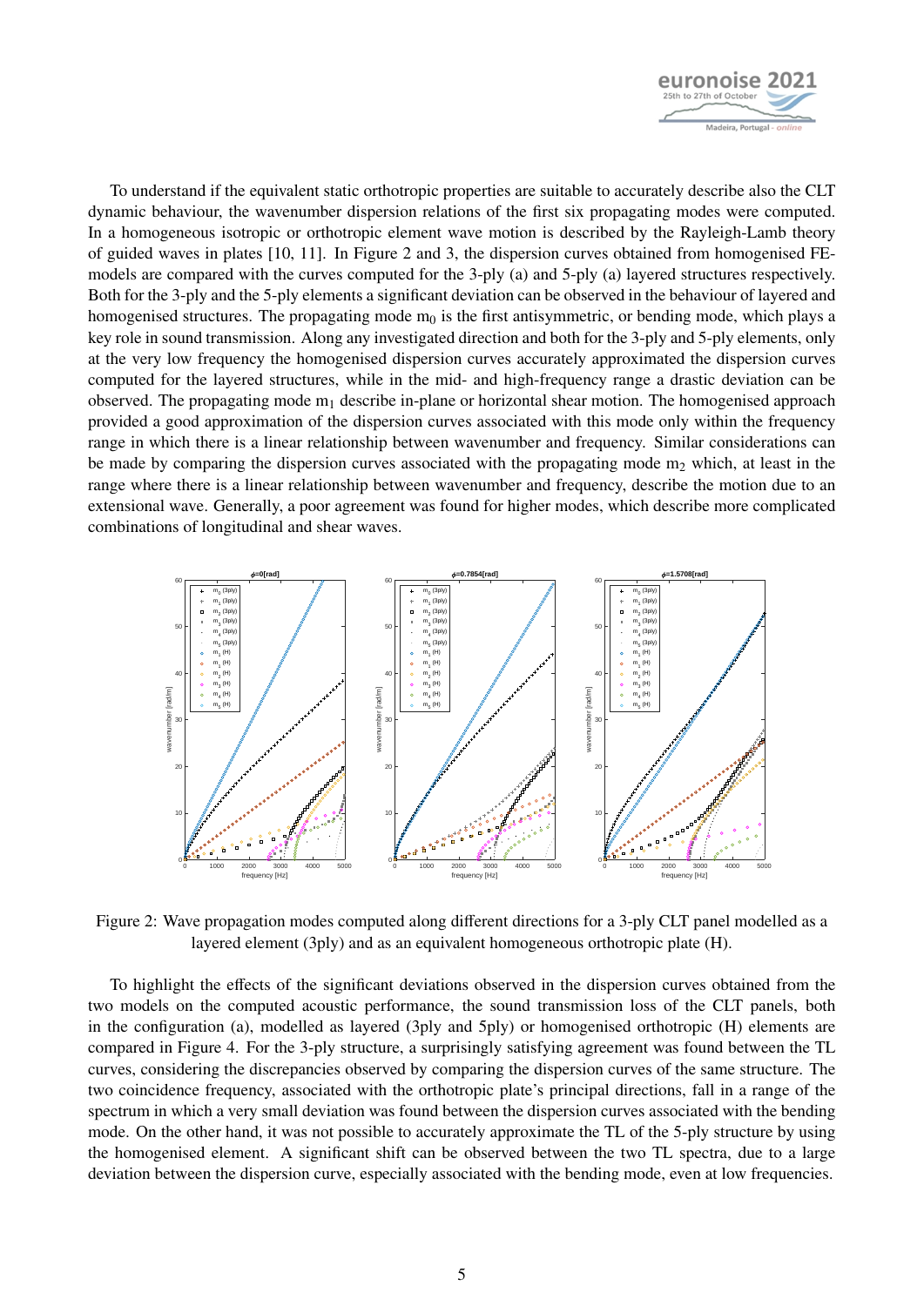To understand if the equivalent static orthotropic properties are suitable to accurately describe also the CLT dynamic behaviour, the wavenumber dispersion relations of the first six propagating modes were computed. In a homogeneous isotropic or orthotropic element wave motion is described by the Rayleigh-Lamb theory of guided waves in plates [10, 11]. In Figure 2 and 3, the dispersion curves obtained from homogenised FE-models are compared with the curves computed for the 3-ply (a) and 5-ply (a) layered structures respectively. Both for the 3-ply and the 5-ply elements a significant deviation can be observed in the behaviour of layered and homogenised structures. The propagating mode $m_0$ is the first antisymmetric, or bending mode, which plays a key role in sound transmission. Along any investigated direction and both for the 3-ply and 5-ply elements, only at the very low frequency the homogenised dispersion curves accurately approximated the dispersion curves computed for the layered structures, while in the mid- and high-frequency range a drastic deviation can be observed. The propagating mode $m_1$ describe in-plane or horizontal shear motion. The homogenised approach provided a good approximation of the dispersion curves associated with this mode only within the frequency range in which there is a linear relationship between wavenumber and frequency. Similar considerations can be made by comparing the dispersion curves associated with the propagating mode $m_2$ which, at least in the range where there is a linear relationship between wavenumber and frequency, describe the motion due to an extensional wave. Generally, a poor agreement was found for higher modes, which describe more complicated combinations of longitudinal and shear waves.

Figure 2: Wave propagation modes computed along different directions for a 3-ply CLT panel modelled as a layered element (3ply) and as an equivalent homogeneous orthotropic plate (H).

To highlight the effects of the significant deviations observed in the dispersion curves obtained from the two models on the computed acoustic performance, the sound transmission loss of the CLT panels, both in the configuration (a), modelled as layered (3ply and 5ply) or homogenised orthotropic (H) elements are compared in Figure 4. For the 3-ply structure, a surprisingly satisfying agreement was found between the TL curves, considering the discrepancies observed by comparing the dispersion curves of the same structure. The two coincidence frequency, associated with the orthotropic plate's principal directions, fall in a range of the spectrum in which a very small deviation was found between the dispersion curves associated with the bending mode. On the other hand, it was not possible to accurately approximate the TL of the 5-ply structure by using the homogenised element. A significant shift can be observed between the two TL spectra, due to a large deviation between the dispersion curve, especially associated with the bending mode, even at low frequencies.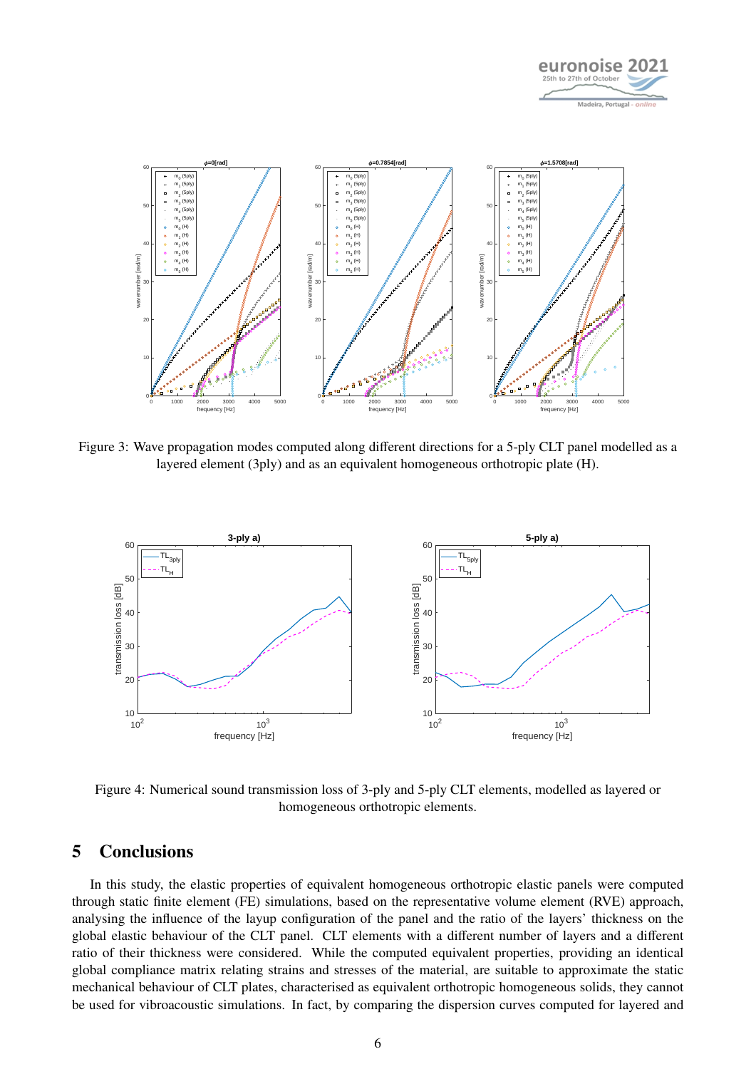Figure 3: Wave propagation modes computed along different directions for a 5-ply CLT panel modelled as a layered element (3ply) and as an equivalent homogeneous orthotropic plate (H).

Figure 4: Numerical sound transmission loss of 3-ply and 5-ply CLT elements, modelled as layered or homogeneous orthotropic elements.

## 5 Conclusions

In this study, the elastic properties of equivalent homogeneous orthotropic elastic panels were computed through static finite element (FE) simulations, based on the representative volume element (RVE) approach, analysing the influence of the layup configuration of the panel and the ratio of the layers' thickness on the global elastic behaviour of the CLT panel. CLT elements with a different number of layers and a different ratio of their thickness were considered. While the computed equivalent properties, providing an identical global compliance matrix relating strains and stresses of the material, are suitable to approximate the static mechanical behaviour of CLT plates, characterised as equivalent orthotropic homogeneous solids, they cannot be used for vibroacoustic simulations. In fact, by comparing the dispersion curves computed for layered and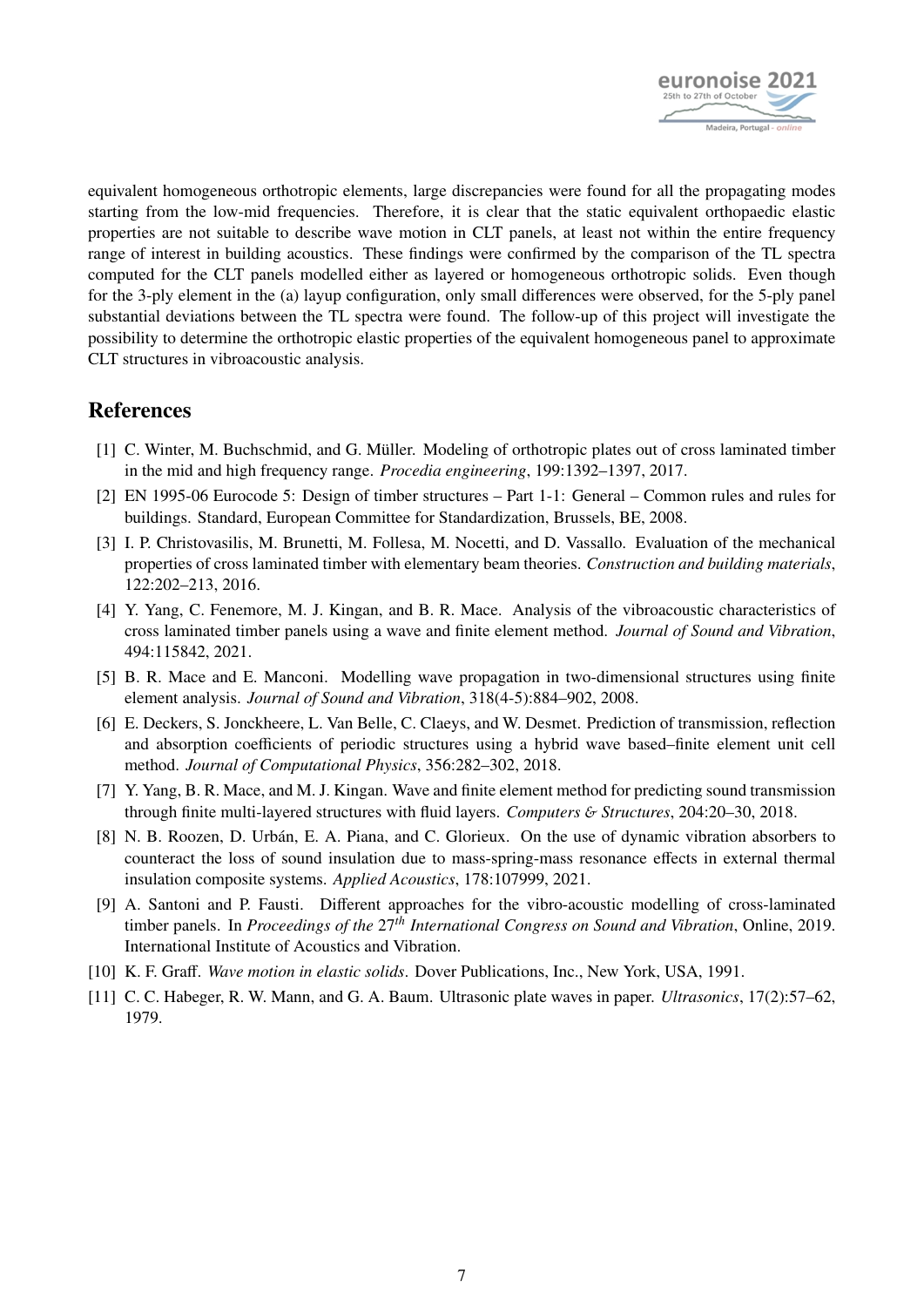equivalent homogeneous orthotropic elements, large discrepancies were found for all the propagating modes starting from the low-mid frequencies. Therefore, it is clear that the static equivalent orthopaedic elastic properties are not suitable to describe wave motion in CLT panels, at least not within the entire frequency range of interest in building acoustics. These findings were confirmed by the comparison of the TL spectra computed for the CLT panels modelled either as layered or homogeneous orthotropic solids. Even though for the 3-ply element in the (a) layup configuration, only small differences were observed, for the 5-ply panel substantial deviations between the TL spectra were found. The follow-up of this project will investigate the possibility to determine the orthotropic elastic properties of the equivalent homogeneous panel to approximate CLT structures in vibroacoustic analysis.

## References

[1] C. Winter, M. Buchschmid, and G. Müller. Modeling of orthotropic plates out of cross laminated timber in the mid and high frequency range. *Procedia engineering*, 199:1392–1397, 2017.

[2] EN 1995-06 Eurocode 5: Design of timber structures – Part 1-1: General – Common rules and rules for buildings. Standard, European Committee for Standardization, Brussels, BE, 2008.

[3] I. P. Christovasilis, M. Brunetti, M. Follesa, M. Nocetti, and D. Vassallo. Evaluation of the mechanical properties of cross laminated timber with elementary beam theories. *Construction and building materials*, 122:202–213, 2016.

[4] Y. Yang, C. Fenemore, M. J. Kingan, and B. R. Mace. Analysis of the vibroacoustic characteristics of cross laminated timber panels using a wave and finite element method. *Journal of Sound and Vibration*, 494:115842, 2021.

[5] B. R. Mace and E. Manconi. Modelling wave propagation in two-dimensional structures using finite element analysis. *Journal of Sound and Vibration*, 318(4-5):884–902, 2008.

[6] E. Deckers, S. Jonckheere, L. Van Belle, C. Claeys, and W. Desmet. Prediction of transmission, reflection and absorption coefficients of periodic structures using a hybrid wave based–finite element unit cell method. *Journal of Computational Physics*, 356:282–302, 2018.

[7] Y. Yang, B. R. Mace, and M. J. Kingan. Wave and finite element method for predicting sound transmission through finite multi-layered structures with fluid layers. *Computers & Structures*, 204:20–30, 2018.

[8] N. B. Roozen, D. Urbán, E. A. Piana, and C. Glorieux. On the use of dynamic vibration absorbers to counteract the loss of sound insulation due to mass-spring-mass resonance effects in external thermal insulation composite systems. *Applied Acoustics*, 178:107999, 2021.

[9] A. Santoni and P. Fausti. Different approaches for the vibro-acoustic modelling of cross-laminated timber panels. In *Proceedings of the 27th International Congress on Sound and Vibration*, Online, 2019. International Institute of Acoustics and Vibration.

[10] K. F. Graff. *Wave motion in elastic solids*. Dover Publications, Inc., New York, USA, 1991.

[11] C. C. Habeger, R. W. Mann, and G. A. Baum. Ultrasonic plate waves in paper. *Ultrasonics*, 17(2):57–62, 1979.